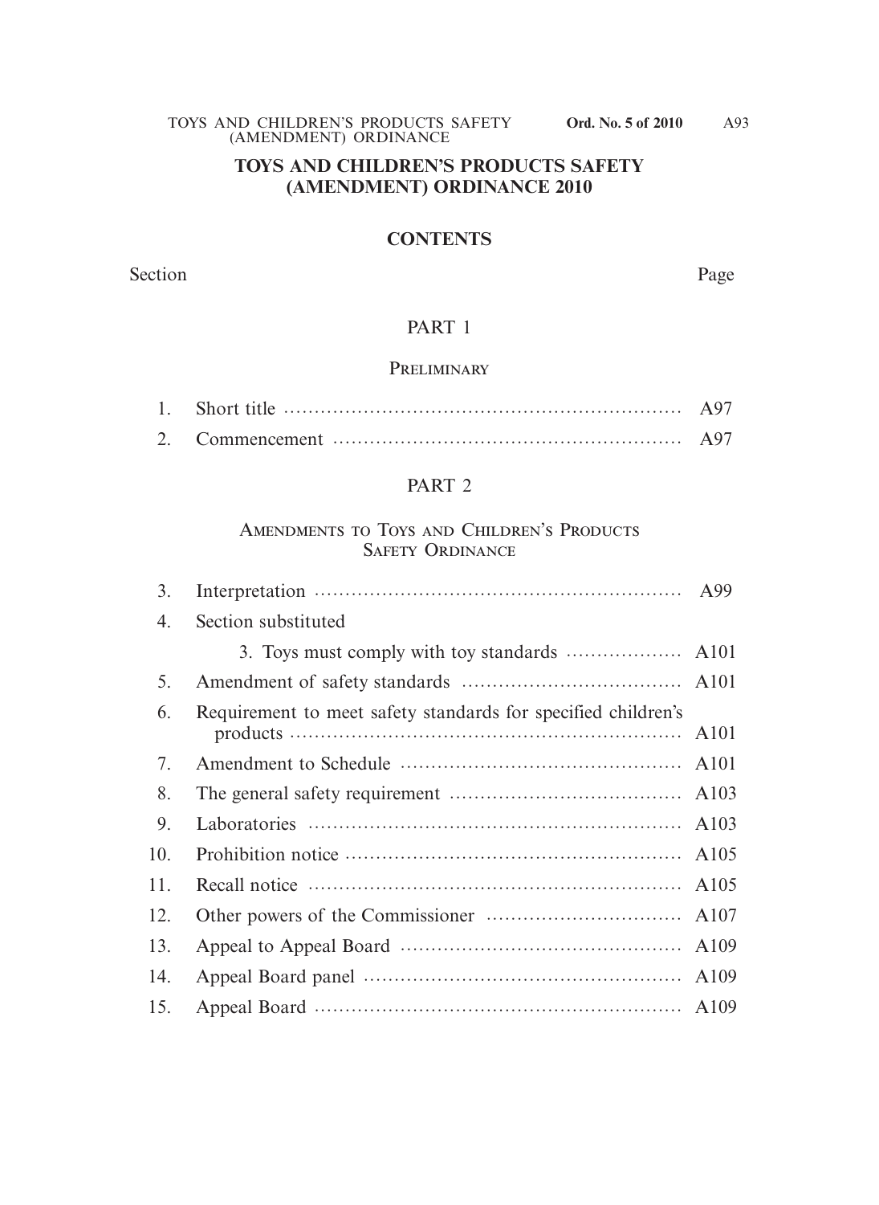# TOYS AND CHILDREN'S PRODUCTS SAFETY (AMENDMENT) ORDINANCE 2010

## CONTENTS

| Section | | Page |
|---|---|---|
| | **PART 1** | |
| | **PRELIMINARY** | |
| 1. | Short title | A97 |
| 2. | Commencement | A97 |
| | **PART 2** | |
| | **AMENDMENTS TO TOYS AND CHILDREN'S PRODUCTS SAFETY ORDINANCE** | |
| 3. | Interpretation | A99 |
| 4. | Section substituted | |
| | 3. Toys must comply with toy standards | A101 |
| 5. | Amendment of safety standards | A101 |
| 6. | Requirement to meet safety standards for specified children's products | A101 |
| 7. | Amendment to Schedule | A101 |
| 8. | The general safety requirement | A103 |
| 9. | Laboratories | A103 |
| 10. | Prohibition notice | A105 |
| 11. | Recall notice | A105 |
| 12. | Other powers of the Commissioner | A107 |
| 13. | Appeal to Appeal Board | A109 |
| 14. | Appeal Board panel | A109 |
| 15. | Appeal Board | A109 |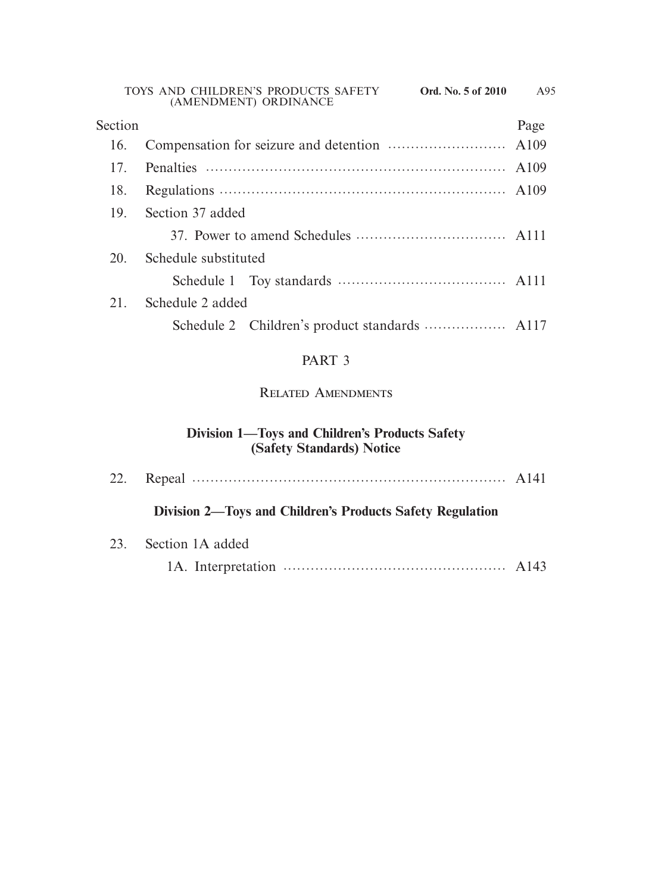| Section | | Page |
|---|---|---|
| 16. | Compensation for seizure and detention | A109 |
| 17. | Penalties | A109 |
| 18. | Regulations | A109 |
| 19. | Section 37 added | |
| | 37. Power to amend Schedules | A111 |
| 20. | Schedule substituted | |
| | Schedule 1 Toy standards | A111 |
| 21. | Schedule 2 added | |
| | Schedule 2 Children's product standards | A117 |

## PART 3

### Related Amendments

**Division 1—Toys and Children's Products Safety (Safety Standards) Notice**

| | | |
|---|---|---|
| 22. | Repeal | A141 |

**Division 2—Toys and Children's Products Safety Regulation**

| | | |
|---|---|---|
| 23. | Section 1A added | |
| | 1A. Interpretation | A143 |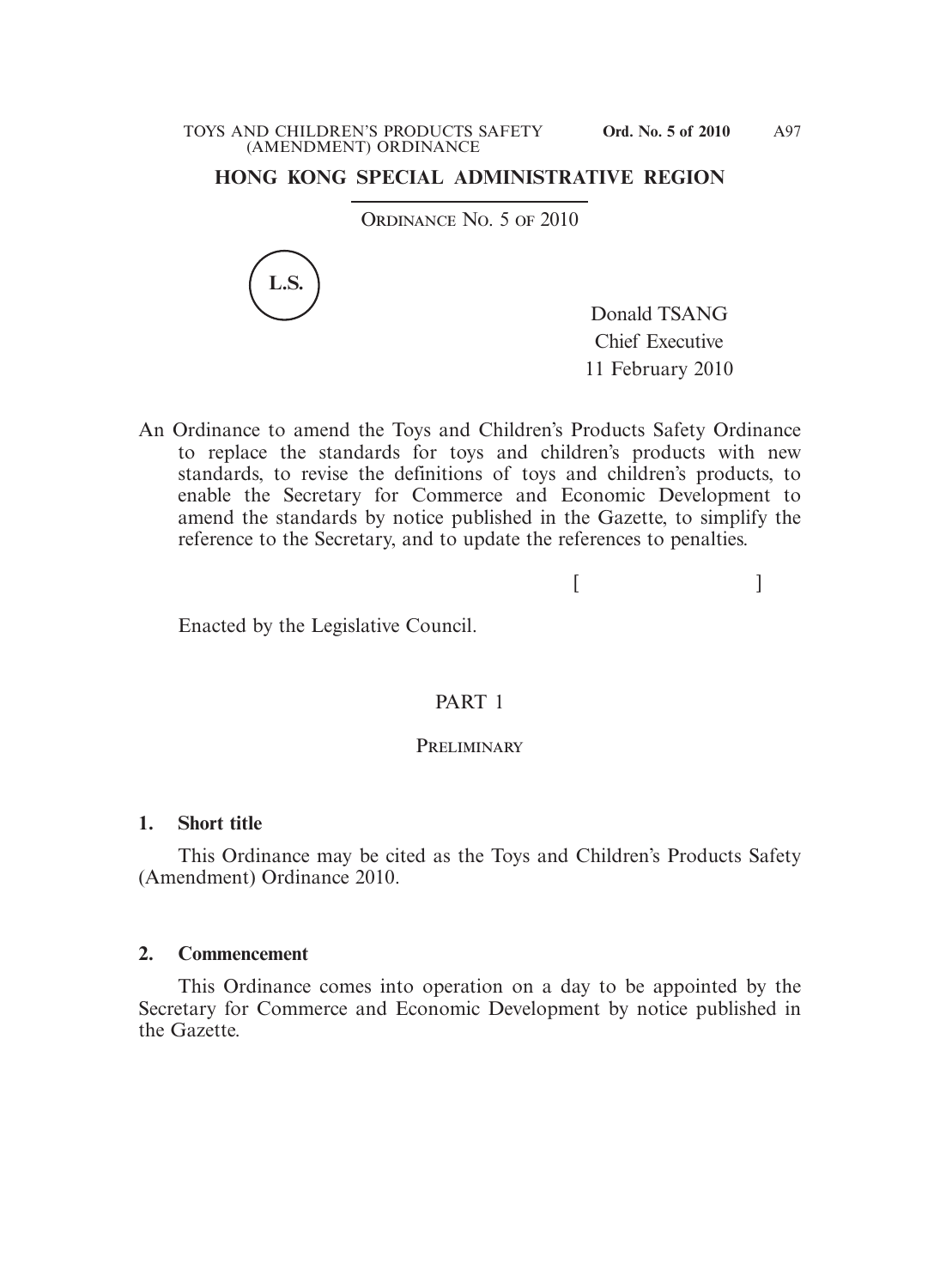# HONG KONG SPECIAL ADMINISTRATIVE REGION

ORDINANCE NO. 5 OF 2010

L.S.

Donald TSANG
Chief Executive
11 February 2010

An Ordinance to amend the Toys and Children's Products Safety Ordinance to replace the standards for toys and children's products with new standards, to revise the definitions of toys and children's products, to enable the Secretary for Commerce and Economic Development to amend the standards by notice published in the Gazette, to simplify the reference to the Secretary, and to update the references to penalties.

[ ]

Enacted by the Legislative Council.

## PART 1

### PRELIMINARY

**1. Short title**

This Ordinance may be cited as the Toys and Children's Products Safety (Amendment) Ordinance 2010.

**2. Commencement**

This Ordinance comes into operation on a day to be appointed by the Secretary for Commerce and Economic Development by notice published in the Gazette.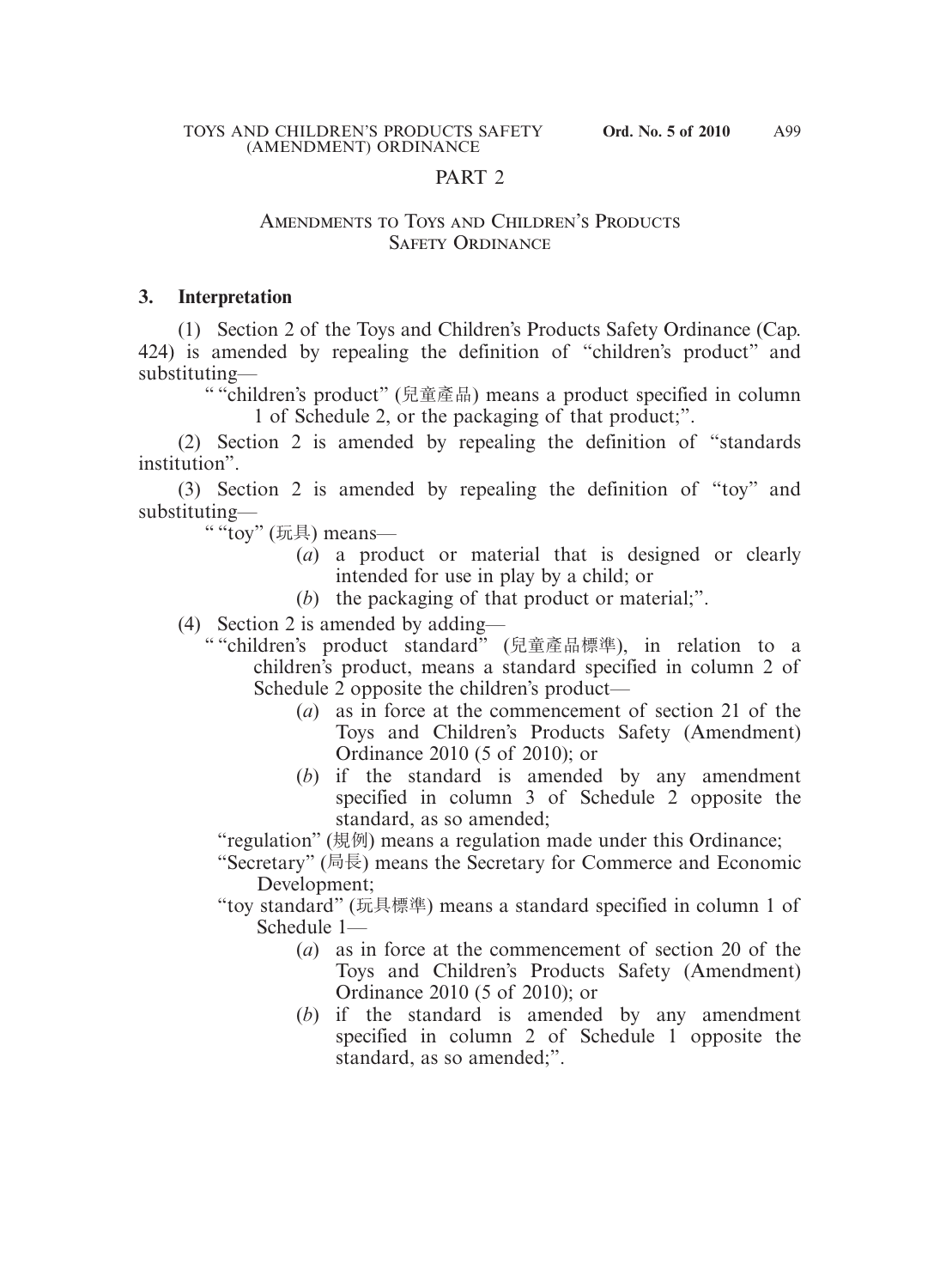# PART 2

## Amendments to Toys and Children's Products Safety Ordinance

### 3. Interpretation

(1) Section 2 of the Toys and Children's Products Safety Ordinance (Cap. 424) is amended by repealing the definition of "children's product" and substituting—

> ""children's product" (兒童產品) means a product specified in column 1 of Schedule 2, or the packaging of that product;".

(2) Section 2 is amended by repealing the definition of "standards institution".

(3) Section 2 is amended by repealing the definition of "toy" and substituting—

> ""toy" (玩具) means—
>
> (*a*) a product or material that is designed or clearly intended for use in play by a child; or
>
> (*b*) the packaging of that product or material;".

(4) Section 2 is amended by adding—

> ""children's product standard" (兒童產品標準), in relation to a children's product, means a standard specified in column 2 of Schedule 2 opposite the children's product—
>
> (*a*) as in force at the commencement of section 21 of the Toys and Children's Products Safety (Amendment) Ordinance 2010 (5 of 2010); or
>
> (*b*) if the standard is amended by any amendment specified in column 3 of Schedule 2 opposite the standard, as so amended;
>
> "regulation" (規例) means a regulation made under this Ordinance;
>
> "Secretary" (局長) means the Secretary for Commerce and Economic Development;
>
> "toy standard" (玩具標準) means a standard specified in column 1 of Schedule 1—
>
> (*a*) as in force at the commencement of section 20 of the Toys and Children's Products Safety (Amendment) Ordinance 2010 (5 of 2010); or
>
> (*b*) if the standard is amended by any amendment specified in column 2 of Schedule 1 opposite the standard, as so amended;".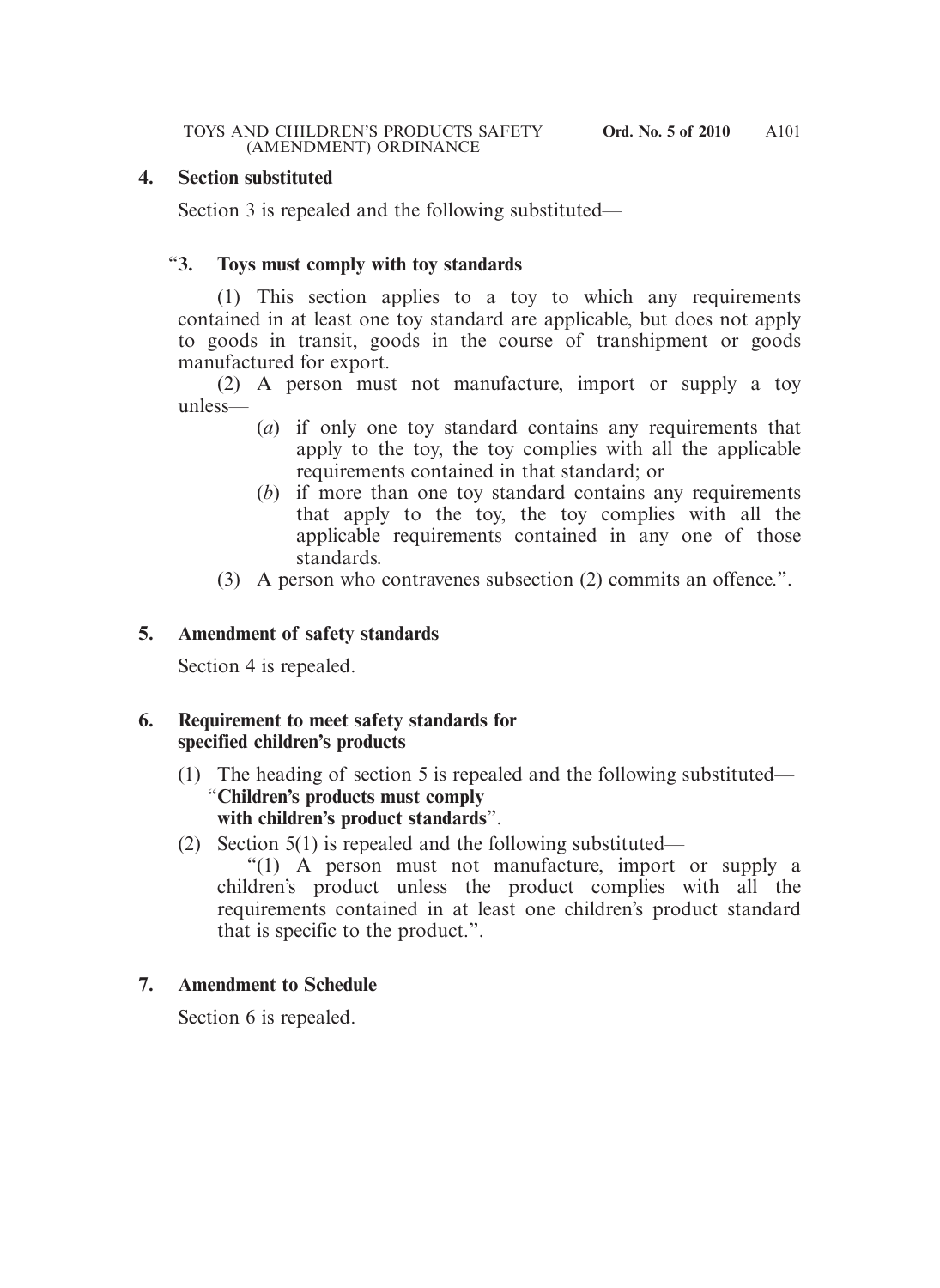**4. Section substituted**

Section 3 is repealed and the following substituted—

"**3. Toys must comply with toy standards**

(1) This section applies to a toy to which any requirements contained in at least one toy standard are applicable, but does not apply to goods in transit, goods in the course of transhipment or goods manufactured for export.

(2) A person must not manufacture, import or supply a toy unless—

(*a*) if only one toy standard contains any requirements that apply to the toy, the toy complies with all the applicable requirements contained in that standard; or

(*b*) if more than one toy standard contains any requirements that apply to the toy, the toy complies with all the applicable requirements contained in any one of those standards.

(3) A person who contravenes subsection (2) commits an offence.".

**5. Amendment of safety standards**

Section 4 is repealed.

**6. Requirement to meet safety standards for specified children's products**

(1) The heading of section 5 is repealed and the following substituted—
"**Children's products must comply with children's product standards**".

(2) Section 5(1) is repealed and the following substituted—
"(1) A person must not manufacture, import or supply a children's product unless the product complies with all the requirements contained in at least one children's product standard that is specific to the product.".

**7. Amendment to Schedule**

Section 6 is repealed.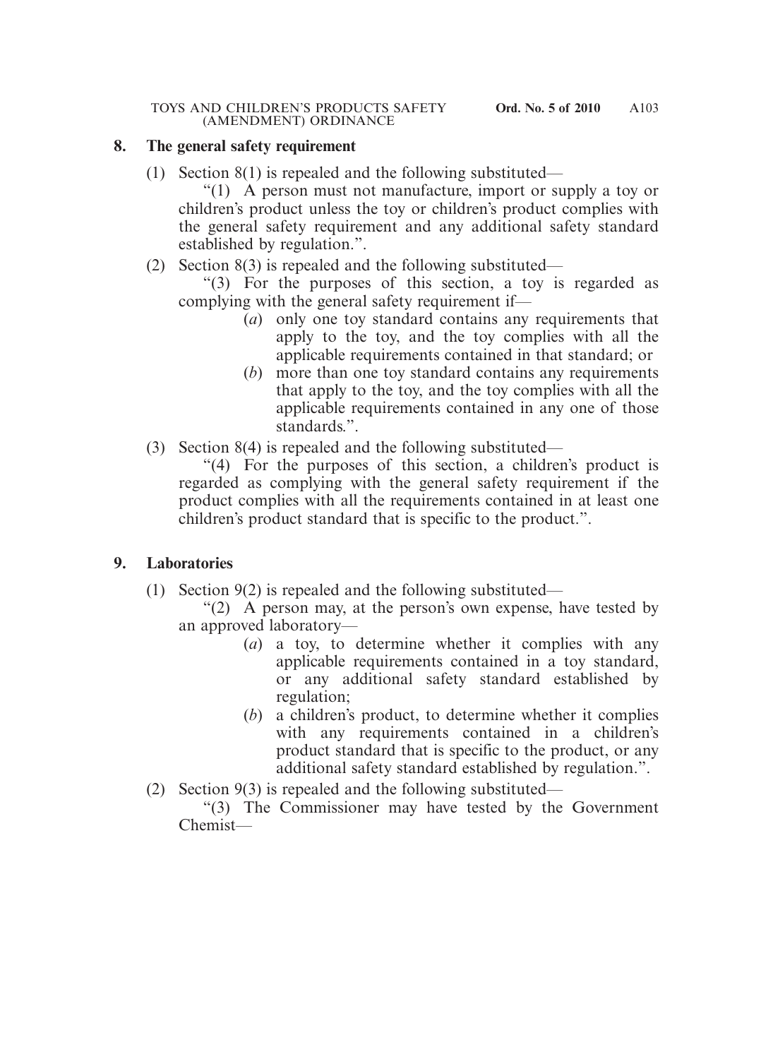## 8. The general safety requirement

(1) Section 8(1) is repealed and the following substituted—

"(1) A person must not manufacture, import or supply a toy or children's product unless the toy or children's product complies with the general safety requirement and any additional safety standard established by regulation.".

(2) Section 8(3) is repealed and the following substituted—

"(3) For the purposes of this section, a toy is regarded as complying with the general safety requirement if—

(*a*) only one toy standard contains any requirements that apply to the toy, and the toy complies with all the applicable requirements contained in that standard; or

(*b*) more than one toy standard contains any requirements that apply to the toy, and the toy complies with all the applicable requirements contained in any one of those standards.".

(3) Section 8(4) is repealed and the following substituted—

"(4) For the purposes of this section, a children's product is regarded as complying with the general safety requirement if the product complies with all the requirements contained in at least one children's product standard that is specific to the product.".

## 9. Laboratories

(1) Section 9(2) is repealed and the following substituted—

"(2) A person may, at the person's own expense, have tested by an approved laboratory—

(*a*) a toy, to determine whether it complies with any applicable requirements contained in a toy standard, or any additional safety standard established by regulation;

(*b*) a children's product, to determine whether it complies with any requirements contained in a children's product standard that is specific to the product, or any additional safety standard established by regulation.".

(2) Section 9(3) is repealed and the following substituted—

"(3) The Commissioner may have tested by the Government Chemist—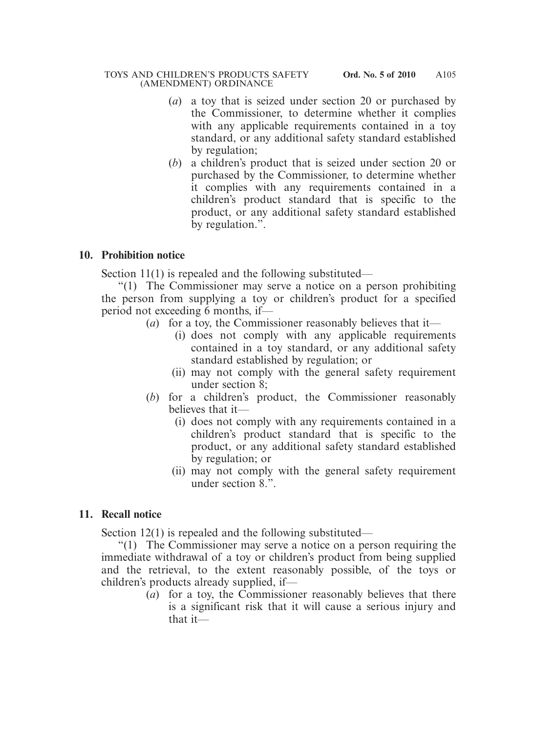(*a*) a toy that is seized under section 20 or purchased by the Commissioner, to determine whether it complies with any applicable requirements contained in a toy standard, or any additional safety standard established by regulation;

(*b*) a children's product that is seized under section 20 or purchased by the Commissioner, to determine whether it complies with any requirements contained in a children's product standard that is specific to the product, or any additional safety standard established by regulation.".

## 10. Prohibition notice

Section 11(1) is repealed and the following substituted—

"(1) The Commissioner may serve a notice on a person prohibiting the person from supplying a toy or children's product for a specified period not exceeding 6 months, if—

(*a*) for a toy, the Commissioner reasonably believes that it—

(i) does not comply with any applicable requirements contained in a toy standard, or any additional safety standard established by regulation; or

(ii) may not comply with the general safety requirement under section 8;

(*b*) for a children's product, the Commissioner reasonably believes that it—

(i) does not comply with any requirements contained in a children's product standard that is specific to the product, or any additional safety standard established by regulation; or

(ii) may not comply with the general safety requirement under section 8.".

## 11. Recall notice

Section 12(1) is repealed and the following substituted—

"(1) The Commissioner may serve a notice on a person requiring the immediate withdrawal of a toy or children's product from being supplied and the retrieval, to the extent reasonably possible, of the toys or children's products already supplied, if—

(*a*) for a toy, the Commissioner reasonably believes that there is a significant risk that it will cause a serious injury and that it—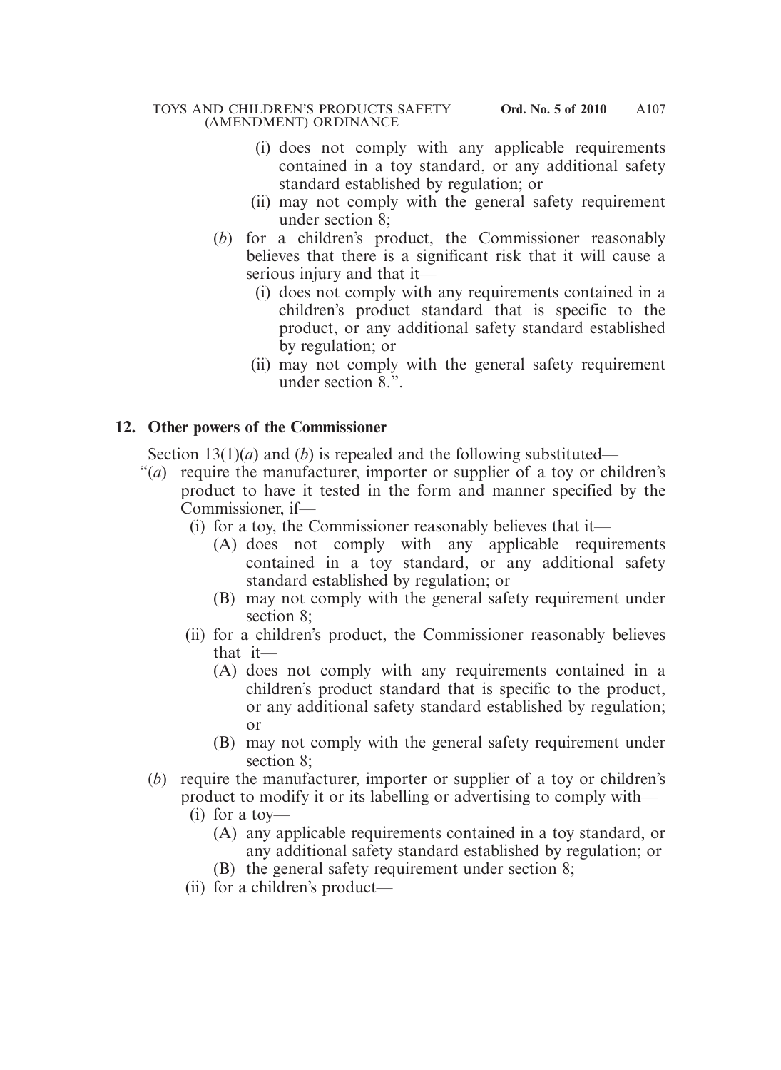(i) does not comply with any applicable requirements contained in a toy standard, or any additional safety standard established by regulation; or

(ii) may not comply with the general safety requirement under section 8;

(*b*) for a children's product, the Commissioner reasonably believes that there is a significant risk that it will cause a serious injury and that it—

(i) does not comply with any requirements contained in a children's product standard that is specific to the product, or any additional safety standard established by regulation; or

(ii) may not comply with the general safety requirement under section 8.".

## 12. Other powers of the Commissioner

Section 13(1)(*a*) and (*b*) is repealed and the following substituted—

"(*a*) require the manufacturer, importer or supplier of a toy or children's product to have it tested in the form and manner specified by the Commissioner, if—

(i) for a toy, the Commissioner reasonably believes that it—

(A) does not comply with any applicable requirements contained in a toy standard, or any additional safety standard established by regulation; or

(B) may not comply with the general safety requirement under section 8;

(ii) for a children's product, the Commissioner reasonably believes that it—

(A) does not comply with any requirements contained in a children's product standard that is specific to the product, or any additional safety standard established by regulation; or

(B) may not comply with the general safety requirement under section 8;

(*b*) require the manufacturer, importer or supplier of a toy or children's product to modify it or its labelling or advertising to comply with—

(i) for a toy—

(A) any applicable requirements contained in a toy standard, or any additional safety standard established by regulation; or

(B) the general safety requirement under section 8;

(ii) for a children's product—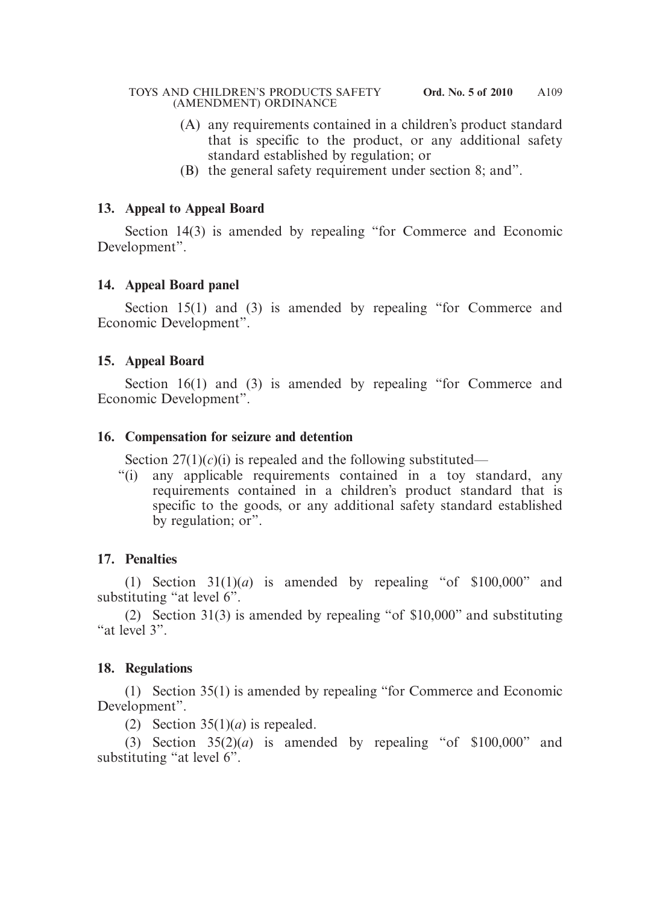(A) any requirements contained in a children's product standard that is specific to the product, or any additional safety standard established by regulation; or

(B) the general safety requirement under section 8; and".

**13. Appeal to Appeal Board**

Section 14(3) is amended by repealing "for Commerce and Economic Development".

**14. Appeal Board panel**

Section 15(1) and (3) is amended by repealing "for Commerce and Economic Development".

**15. Appeal Board**

Section 16(1) and (3) is amended by repealing "for Commerce and Economic Development".

**16. Compensation for seizure and detention**

Section 27(1)(*c*)(i) is repealed and the following substituted—

"(i) any applicable requirements contained in a toy standard, any requirements contained in a children's product standard that is specific to the goods, or any additional safety standard established by regulation; or".

**17. Penalties**

(1) Section 31(1)(*a*) is amended by repealing "of $100,000" and substituting "at level 6".

(2) Section 31(3) is amended by repealing "of $10,000" and substituting "at level 3".

**18. Regulations**

(1) Section 35(1) is amended by repealing "for Commerce and Economic Development".

(2) Section 35(1)(*a*) is repealed.

(3) Section 35(2)(*a*) is amended by repealing "of $100,000" and substituting "at level 6".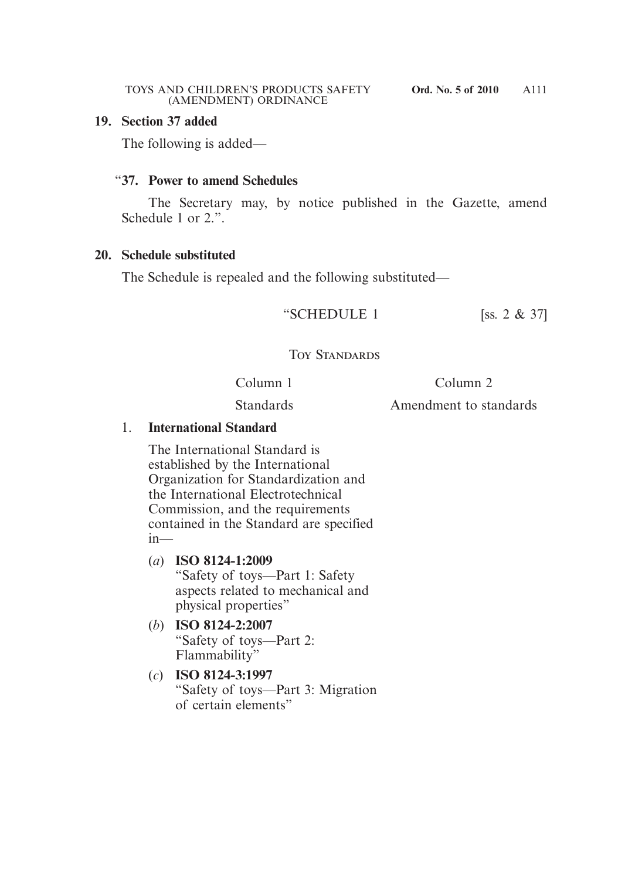**19. Section 37 added**

The following is added—

"**37. Power to amend Schedules**

The Secretary may, by notice published in the Gazette, amend Schedule 1 or 2.".

**20. Schedule substituted**

The Schedule is repealed and the following substituted—

"SCHEDULE 1 [ss. 2 & 37]

TOY STANDARDS

| Column 1 | Column 2 |
|---|---|
| Standards | Amendment to standards |
| 1. **International Standard** | |
| The International Standard is established by the International Organization for Standardization and the International Electrotechnical Commission, and the requirements contained in the Standard are specified in— | |
| (*a*) **ISO 8124-1:2009** "Safety of toys—Part 1: Safety aspects related to mechanical and physical properties" | |
| (*b*) **ISO 8124-2:2007** "Safety of toys—Part 2: Flammability" | |
| (*c*) **ISO 8124-3:1997** "Safety of toys—Part 3: Migration of certain elements" | |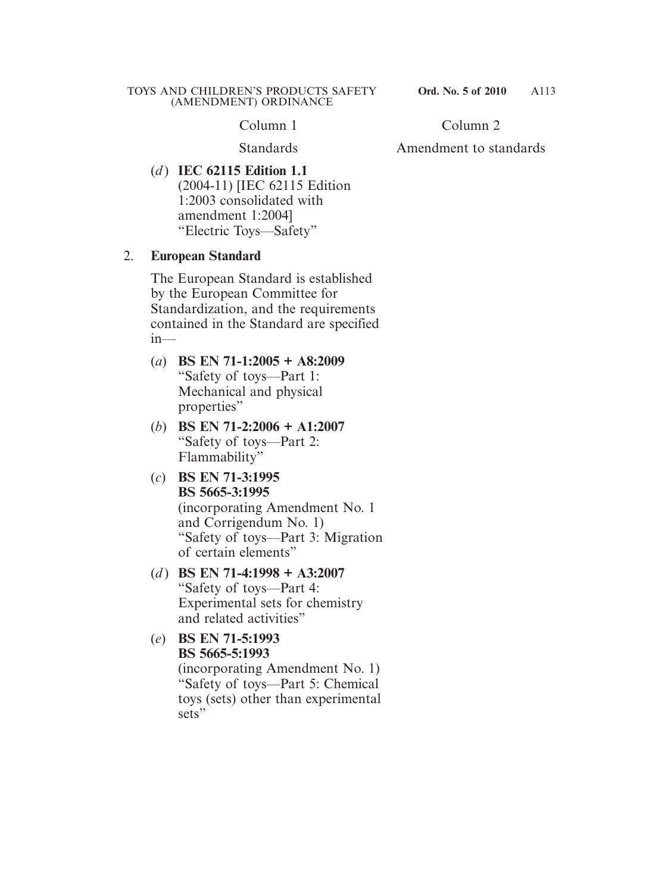| Column 1 | Column 2 |
|---|---|
| Standards | Amendment to standards |
| (*d*) **IEC 62115 Edition 1.1** (2004-11) [IEC 62115 Edition 1:2003 consolidated with amendment 1:2004] "Electric Toys—Safety" | |
| 2. **European Standard** | |
| The European Standard is established by the European Committee for Standardization, and the requirements contained in the Standard are specified in— | |
| (*a*) **BS EN 71-1:2005 + A8:2009** "Safety of toys—Part 1: Mechanical and physical properties" | |
| (*b*) **BS EN 71-2:2006 + A1:2007** "Safety of toys—Part 2: Flammability" | |
| (*c*) **BS EN 71-3:1995 BS 5665-3:1995** (incorporating Amendment No. 1 and Corrigendum No. 1) "Safety of toys—Part 3: Migration of certain elements" | |
| (*d*) **BS EN 71-4:1998 + A3:2007** "Safety of toys—Part 4: Experimental sets for chemistry and related activities" | |
| (*e*) **BS EN 71-5:1993 BS 5665-5:1993** (incorporating Amendment No. 1) "Safety of toys—Part 5: Chemical toys (sets) other than experimental sets" | |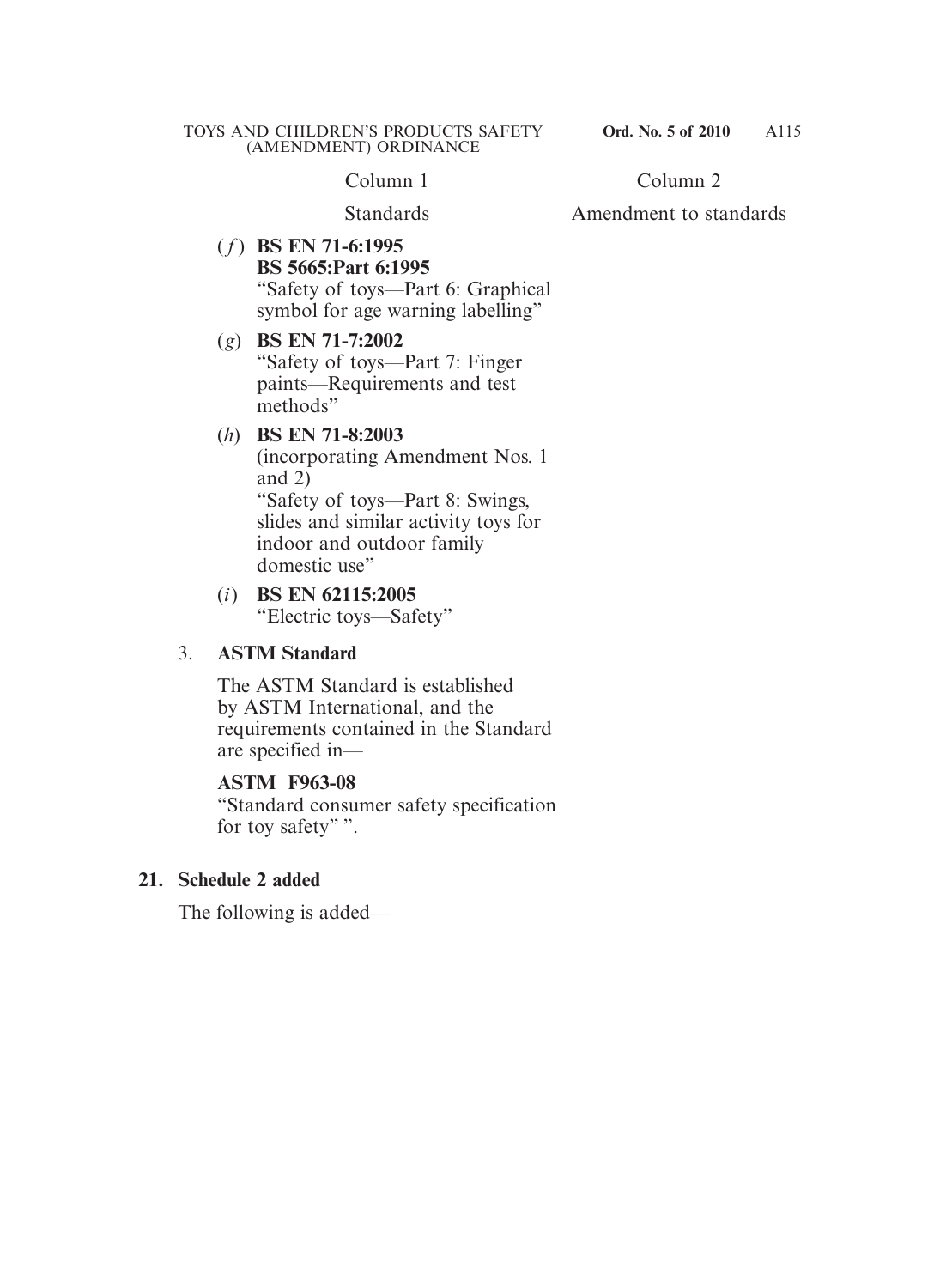| Column 1 | Column 2 |
|---|---|
| Standards | Amendment to standards |
| (*f*) **BS EN 71-6:1995** **BS 5665:Part 6:1995** "Safety of toys—Part 6: Graphical symbol for age warning labelling" | |
| (*g*) **BS EN 71-7:2002** "Safety of toys—Part 7: Finger paints—Requirements and test methods" | |
| (*h*) **BS EN 71-8:2003** (incorporating Amendment Nos. 1 and 2) "Safety of toys—Part 8: Swings, slides and similar activity toys for indoor and outdoor family domestic use" | |
| (*i*) **BS EN 62115:2005** "Electric toys—Safety" | |
| 3. **ASTM Standard** | |
| The ASTM Standard is established by ASTM International, and the requirements contained in the Standard are specified in— | |
| **ASTM F963-08** "Standard consumer safety specification for toy safety" ". | |

**21. Schedule 2 added**

The following is added—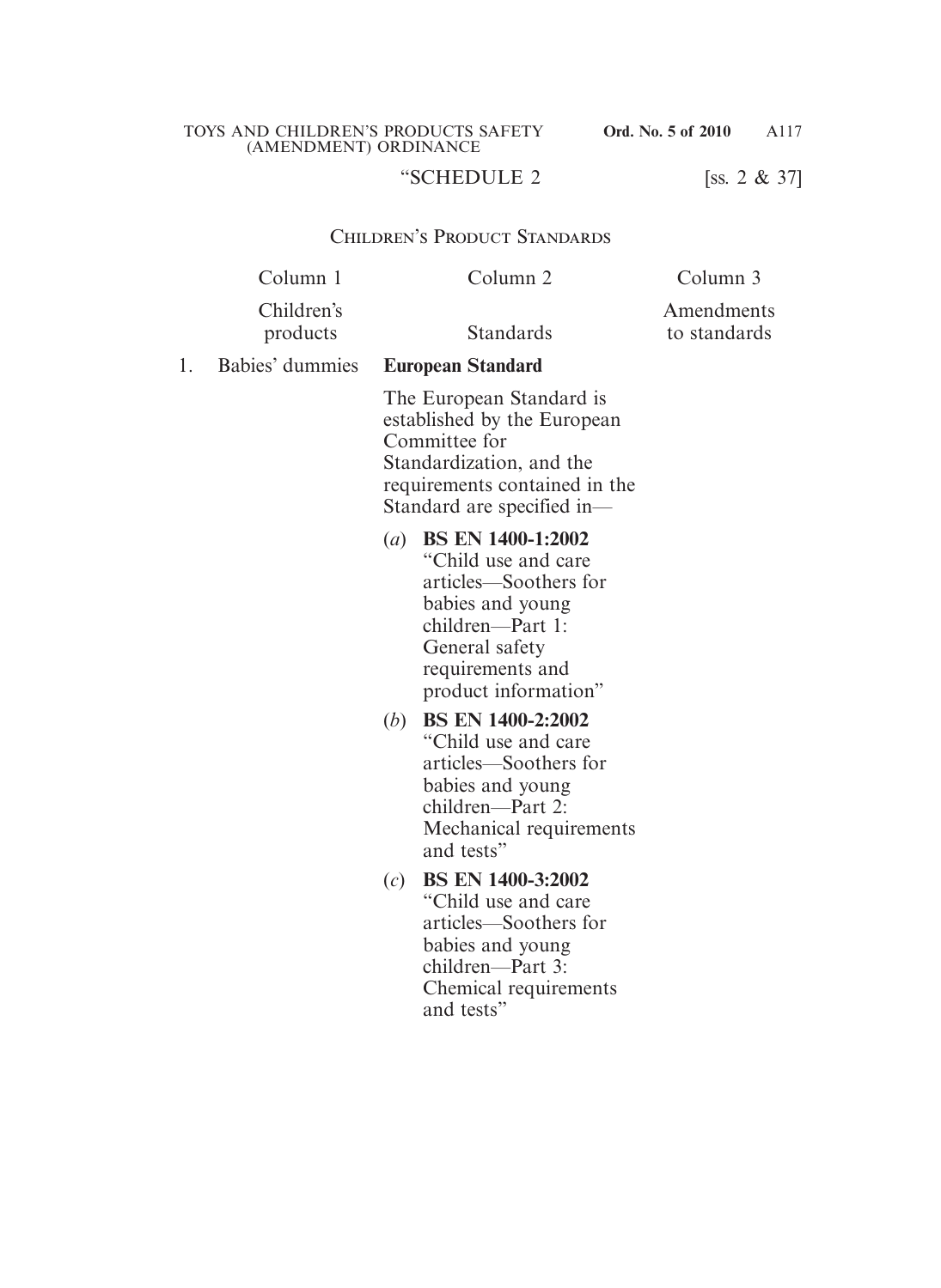"SCHEDULE 2 [ss. 2 & 37]

## CHILDREN'S PRODUCT STANDARDS

| | Column 1<br>Children's products | Column 2<br>Standards | Column 3<br>Amendments to standards |
|---|---|---|---|
| 1. | Babies' dummies | **European Standard**<br><br>The European Standard is established by the European Committee for Standardization, and the requirements contained in the Standard are specified in—<br><br>(*a*) **BS EN 1400-1:2002** "Child use and care articles—Soothers for babies and young children—Part 1: General safety requirements and product information"<br><br>(*b*) **BS EN 1400-2:2002** "Child use and care articles—Soothers for babies and young children—Part 2: Mechanical requirements and tests"<br><br>(*c*) **BS EN 1400-3:2002** "Child use and care articles—Soothers for babies and young children—Part 3: Chemical requirements and tests" | |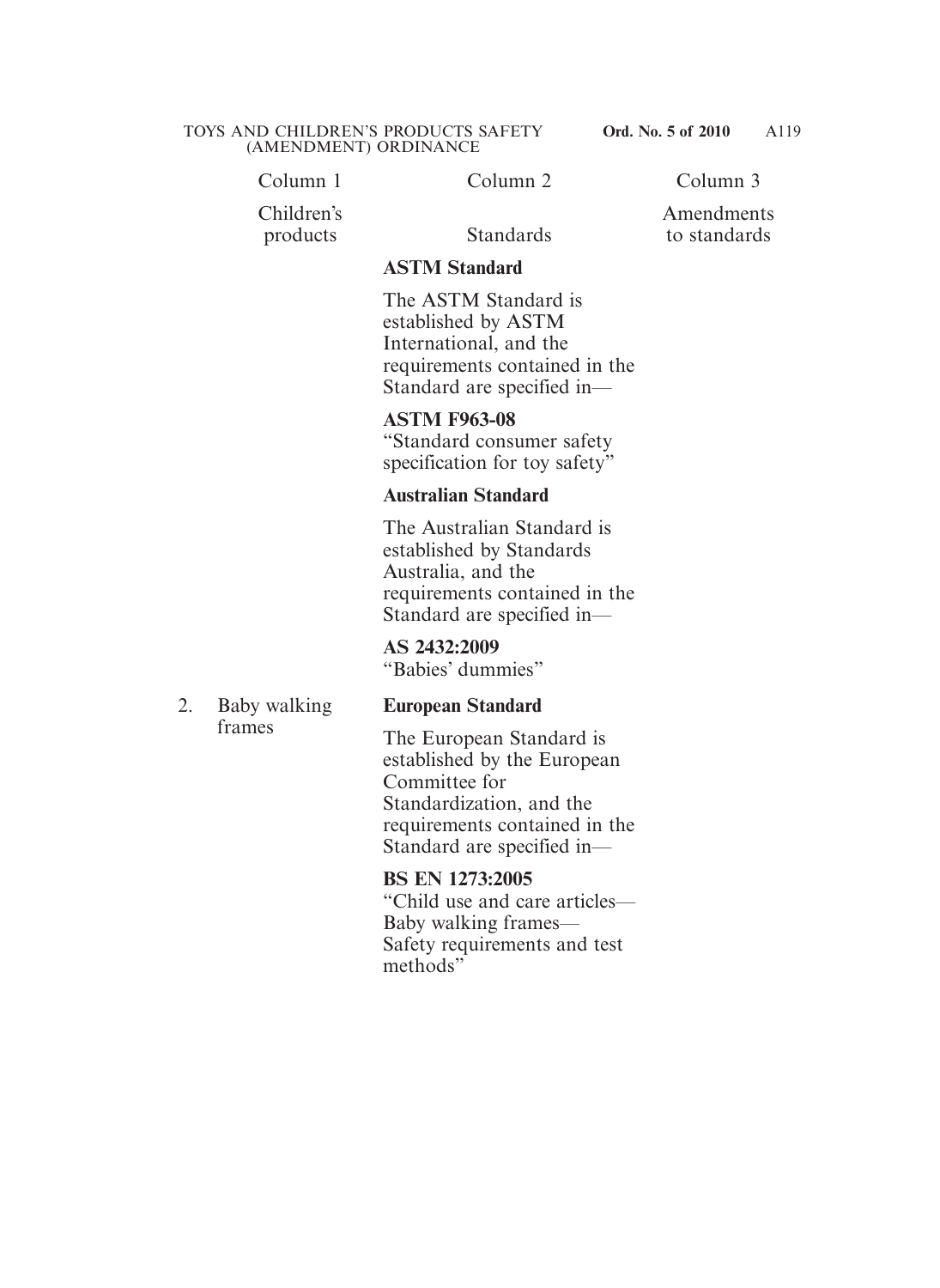| Column 1 | Column 2 | Column 3 |
|---|---|---|
| Children's products | Standards | Amendments to standards |
| | **ASTM Standard**<br><br>The ASTM Standard is established by ASTM International, and the requirements contained in the Standard are specified in—<br><br>**ASTM F963-08**<br>"Standard consumer safety specification for toy safety"<br><br>**Australian Standard**<br><br>The Australian Standard is established by Standards Australia, and the requirements contained in the Standard are specified in—<br><br>**AS 2432:2009**<br>"Babies' dummies" | |
| 2. Baby walking frames | **European Standard**<br><br>The European Standard is established by the European Committee for Standardization, and the requirements contained in the Standard are specified in—<br><br>**BS EN 1273:2005**<br>"Child use and care articles—Baby walking frames—Safety requirements and test methods" | |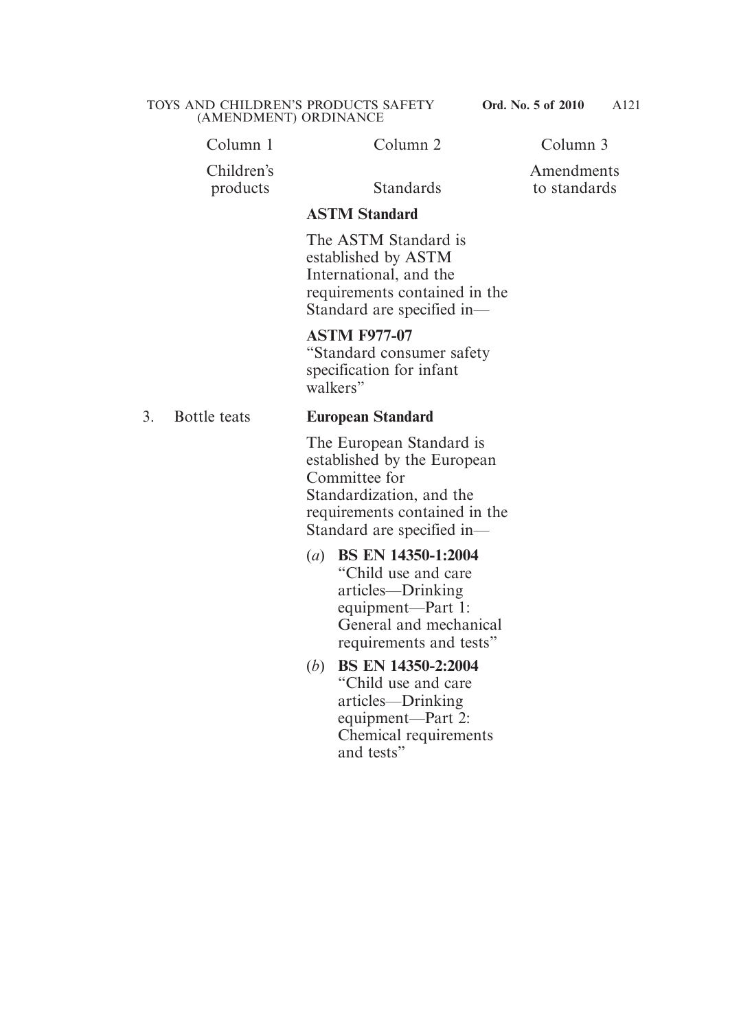| Column 1 | Column 2 | Column 3 |
|---|---|---|
| Children's products | Standards | Amendments to standards |
| | **ASTM Standard**<br><br>The ASTM Standard is established by ASTM International, and the requirements contained in the Standard are specified in—<br><br>**ASTM F977-07**<br>"Standard consumer safety specification for infant walkers" | |
| 3. Bottle teats | **European Standard**<br><br>The European Standard is established by the European Committee for Standardization, and the requirements contained in the Standard are specified in—<br><br>(*a*) **BS EN 14350-1:2004** "Child use and care articles—Drinking equipment—Part 1: General and mechanical requirements and tests"<br><br>(*b*) **BS EN 14350-2:2004** "Child use and care articles—Drinking equipment—Part 2: Chemical requirements and tests" | |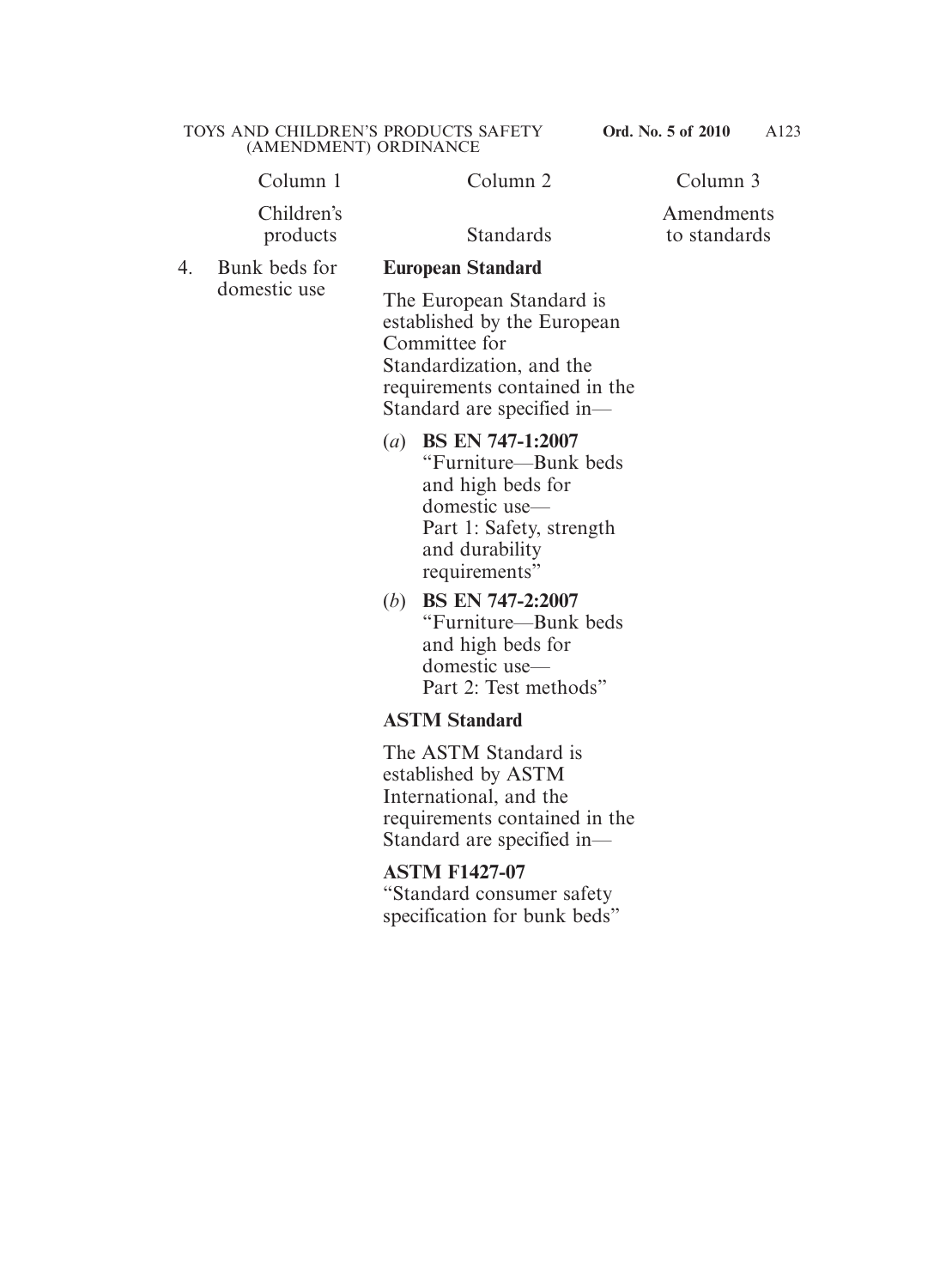| Column 1 | Column 2 | Column 3 |
|---|---|---|
| Children's products | Standards | Amendments to standards |
| 4. Bunk beds for domestic use | **European Standard**<br><br>The European Standard is established by the European Committee for Standardization, and the requirements contained in the Standard are specified in—<br><br>(*a*) **BS EN 747-1:2007** "Furniture—Bunk beds and high beds for domestic use— Part 1: Safety, strength and durability requirements"<br><br>(*b*) **BS EN 747-2:2007** "Furniture—Bunk beds and high beds for domestic use— Part 2: Test methods"<br><br>**ASTM Standard**<br><br>The ASTM Standard is established by ASTM International, and the requirements contained in the Standard are specified in—<br><br>**ASTM F1427-07** "Standard consumer safety specification for bunk beds" | |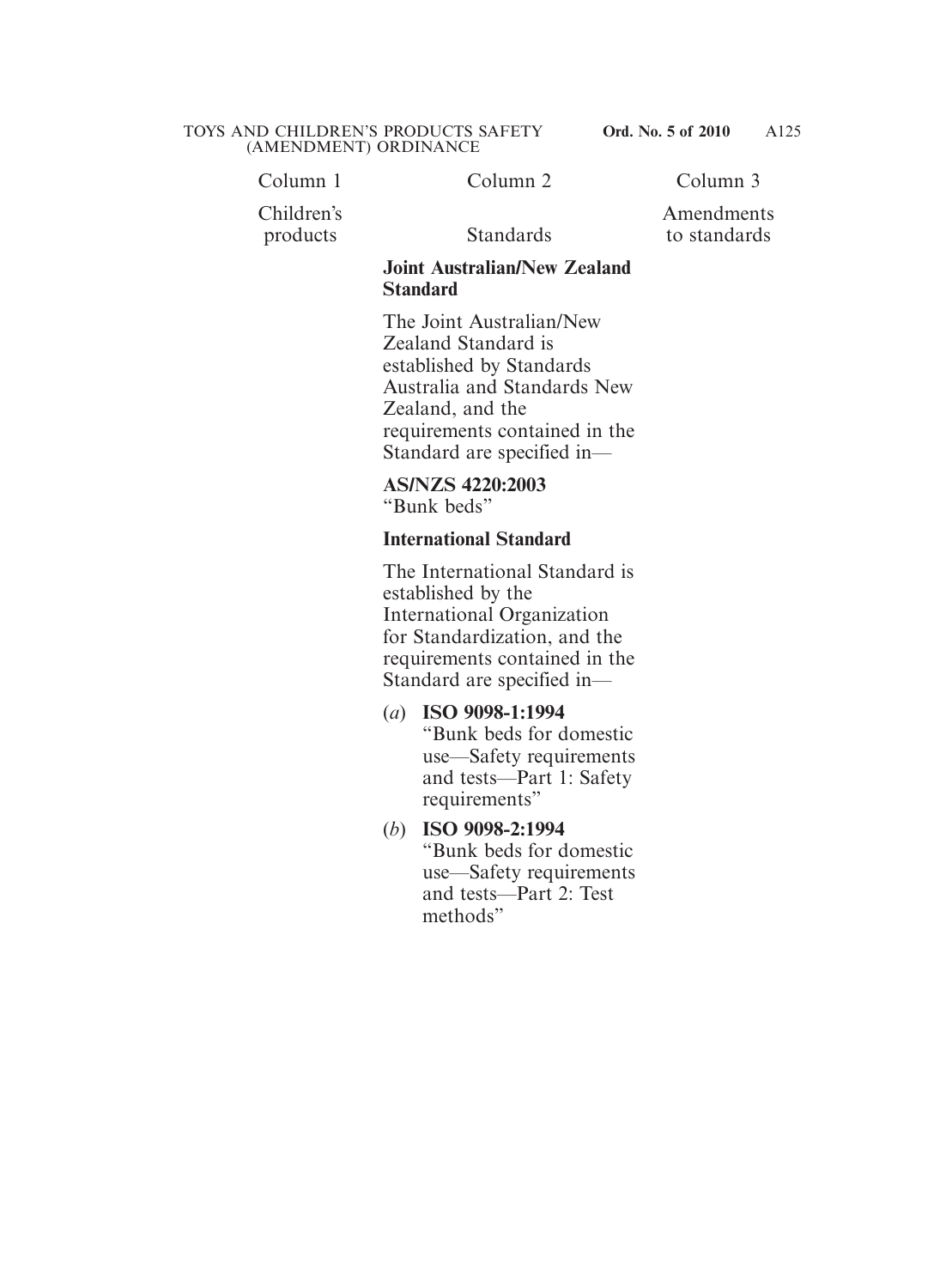| Column 1 | Column 2 | Column 3 |
|---|---|---|
| Children's products | Standards | Amendments to standards |
| | **Joint Australian/New Zealand Standard** | |
| | The Joint Australian/New Zealand Standard is established by Standards Australia and Standards New Zealand, and the requirements contained in the Standard are specified in— | |
| | **AS/NZS 4220:2003** "Bunk beds" | |
| | **International Standard** | |
| | The International Standard is established by the International Organization for Standardization, and the requirements contained in the Standard are specified in— | |
| | (*a*) **ISO 9098-1:1994** "Bunk beds for domestic use—Safety requirements and tests—Part 1: Safety requirements" | |
| | (*b*) **ISO 9098-2:1994** "Bunk beds for domestic use—Safety requirements and tests—Part 2: Test methods" | |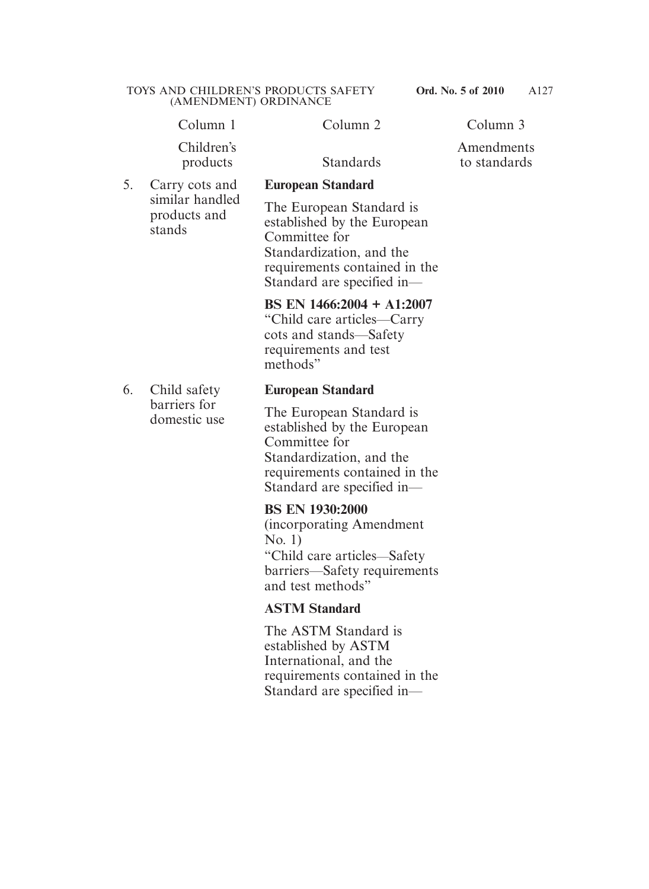| | Column 1<br>Children's products | Column 2<br>Standards | Column 3<br>Amendments to standards |
|---|---|---|---|
| 5. | Carry cots and similar handled products and stands | **European Standard**<br><br>The European Standard is established by the European Committee for Standardization, and the requirements contained in the Standard are specified in—<br><br>**BS EN 1466:2004 + A1:2007**<br>"Child care articles—Carry cots and stands—Safety requirements and test methods" | |
| 6. | Child safety barriers for domestic use | **European Standard**<br><br>The European Standard is established by the European Committee for Standardization, and the requirements contained in the Standard are specified in—<br><br>**BS EN 1930:2000**<br>(incorporating Amendment No. 1)<br>"Child care articles—Safety barriers—Safety requirements and test methods"<br><br>**ASTM Standard**<br><br>The ASTM Standard is established by ASTM International, and the requirements contained in the Standard are specified in— | |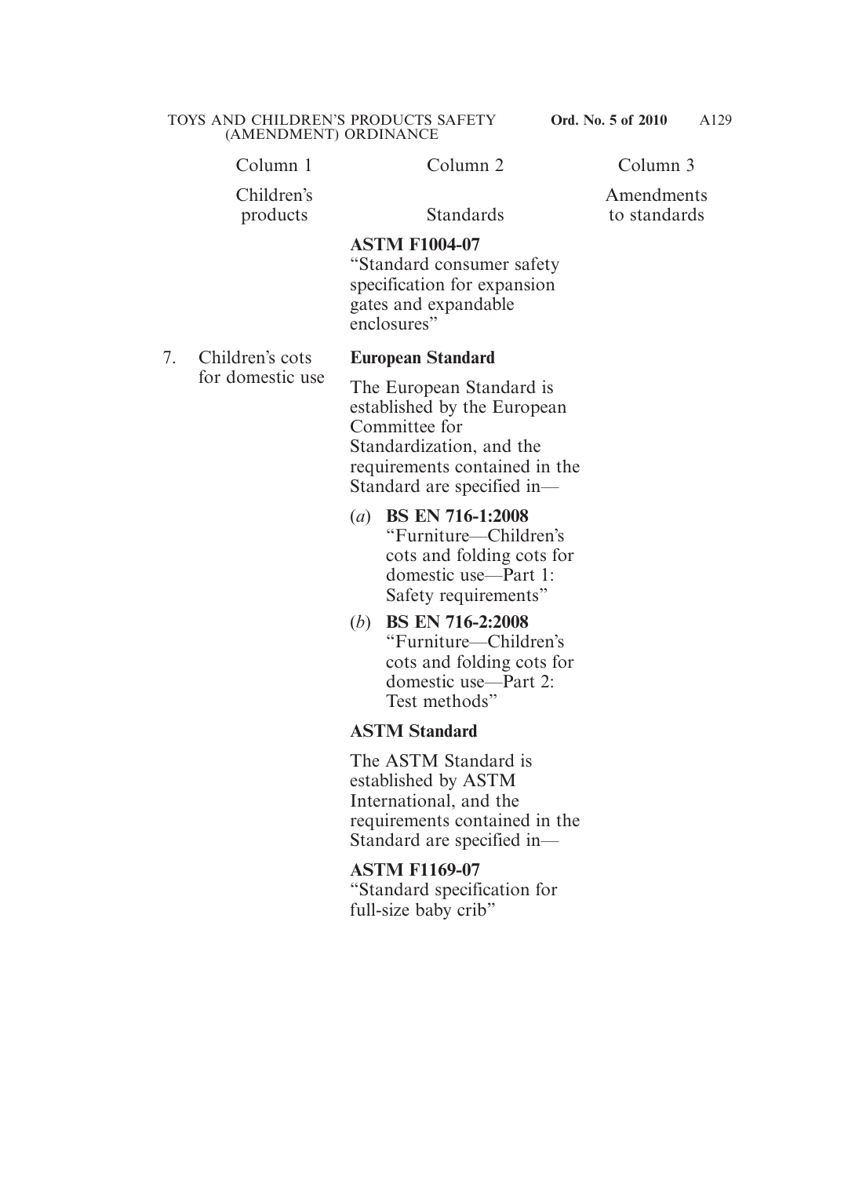| Column 1 | Column 2 | Column 3 |
|---|---|---|
| Children's products | Standards | Amendments to standards |
| | **ASTM F1004-07** "Standard consumer safety specification for expansion gates and expandable enclosures" | |
| 7. Children's cots for domestic use | **European Standard**<br><br>The European Standard is established by the European Committee for Standardization, and the requirements contained in the Standard are specified in—<br><br>(*a*) **BS EN 716-1:2008** "Furniture—Children's cots and folding cots for domestic use—Part 1: Safety requirements"<br><br>(*b*) **BS EN 716-2:2008** "Furniture—Children's cots and folding cots for domestic use—Part 2: Test methods"<br><br>**ASTM Standard**<br><br>The ASTM Standard is established by ASTM International, and the requirements contained in the Standard are specified in—<br><br>**ASTM F1169-07** "Standard specification for full-size baby crib" | |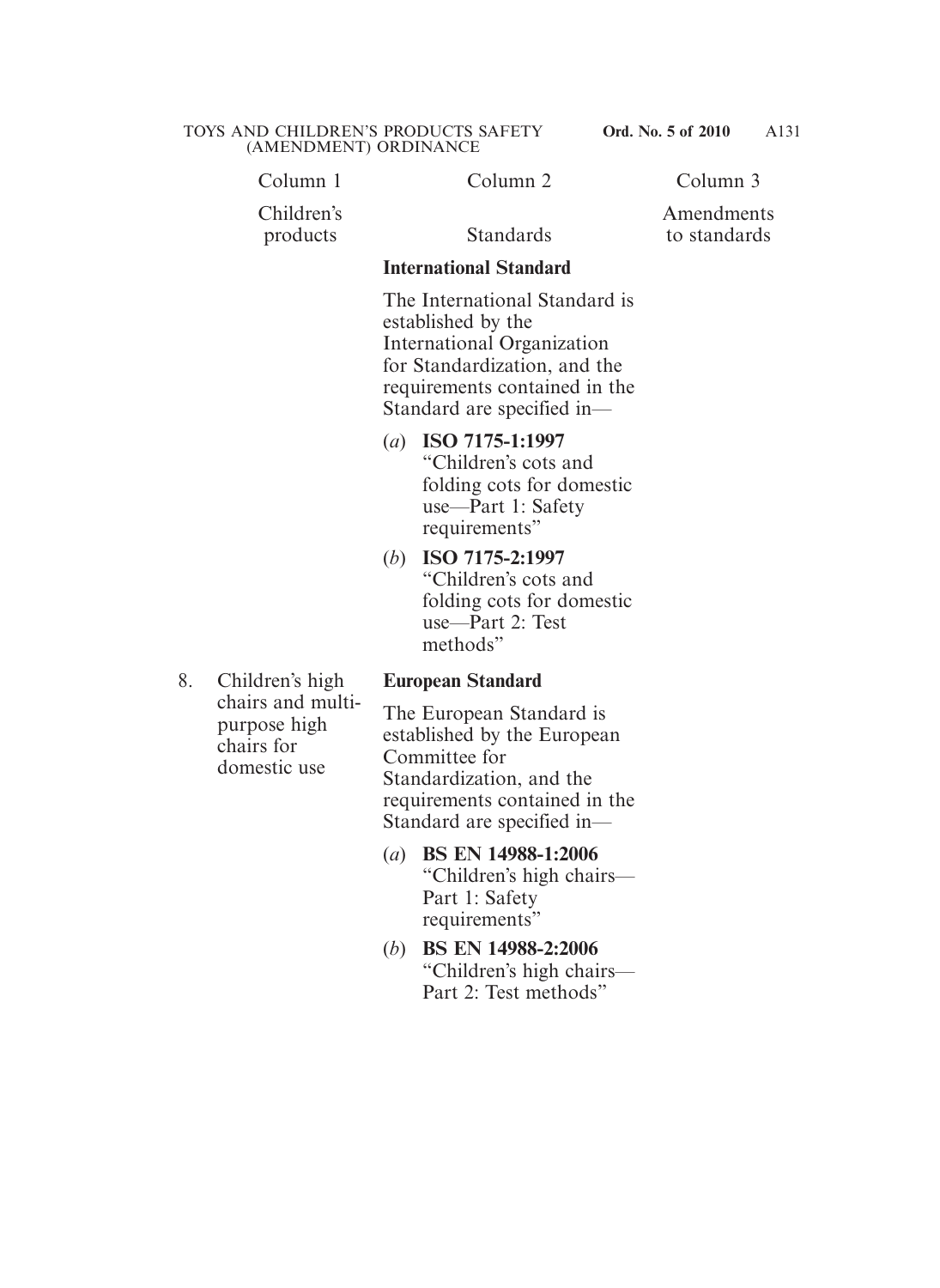| Column 1 | Column 2 | Column 3 |
| --- | --- | --- |
| Children's products | Standards | Amendments to standards |
| | **International Standard**<br><br>The International Standard is established by the International Organization for Standardization, and the requirements contained in the Standard are specified in—<br><br>(*a*) **ISO 7175-1:1997** "Children's cots and folding cots for domestic use—Part 1: Safety requirements"<br><br>(*b*) **ISO 7175-2:1997** "Children's cots and folding cots for domestic use—Part 2: Test methods" | |
| 8. Children's high chairs and multi-purpose high chairs for domestic use | **European Standard**<br><br>The European Standard is established by the European Committee for Standardization, and the requirements contained in the Standard are specified in—<br><br>(*a*) **BS EN 14988-1:2006** "Children's high chairs—Part 1: Safety requirements"<br><br>(*b*) **BS EN 14988-2:2006** "Children's high chairs—Part 2: Test methods" | |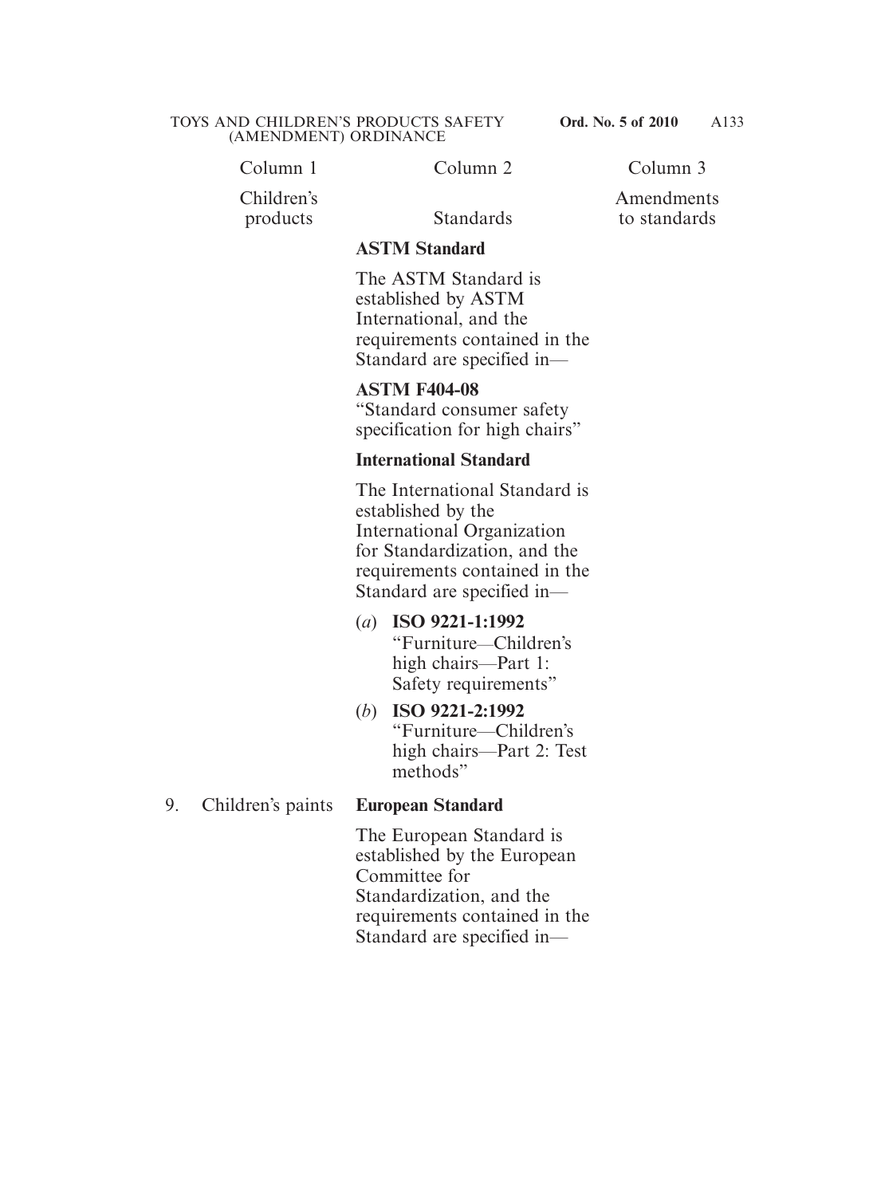| Column 1 | Column 2 | Column 3 |
|---|---|---|
| Children's products | Standards | Amendments to standards |
| | **ASTM Standard**<br><br>The ASTM Standard is established by ASTM International, and the requirements contained in the Standard are specified in—<br><br>**ASTM F404-08**<br>"Standard consumer safety specification for high chairs"<br><br>**International Standard**<br><br>The International Standard is established by the International Organization for Standardization, and the requirements contained in the Standard are specified in—<br><br>(*a*) **ISO 9221-1:1992** "Furniture—Children's high chairs—Part 1: Safety requirements"<br><br>(*b*) **ISO 9221-2:1992** "Furniture—Children's high chairs—Part 2: Test methods" | |
| 9. Children's paints | **European Standard**<br><br>The European Standard is established by the European Committee for Standardization, and the requirements contained in the Standard are specified in— | |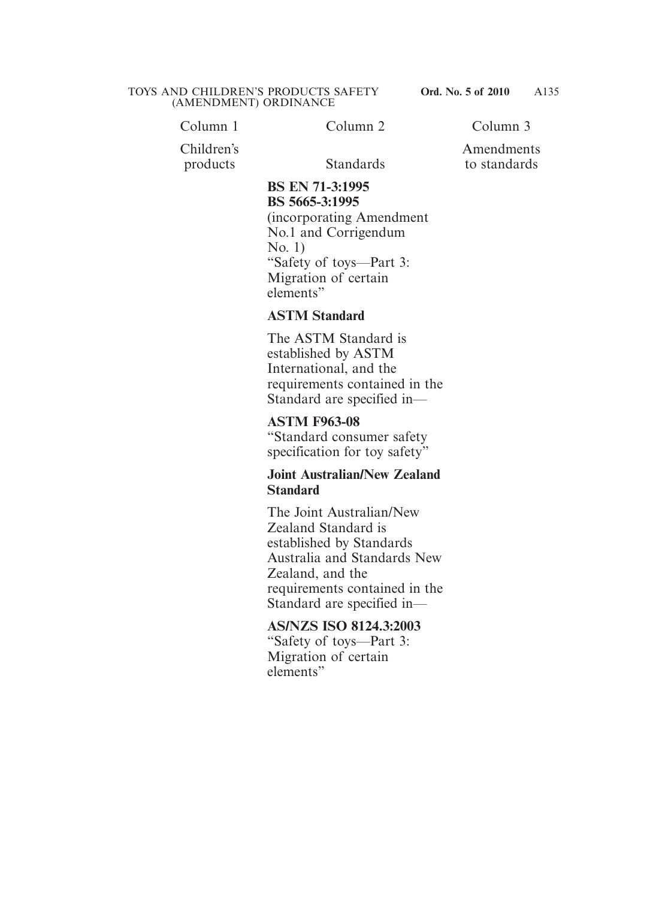| Column 1 | Column 2 | Column 3 |
|---|---|---|
| Children's products | Standards | Amendments to standards |
| | **BS EN 71-3:1995**<br>**BS 5665-3:1995**<br>(incorporating Amendment No.1 and Corrigendum No. 1)<br>"Safety of toys—Part 3: Migration of certain elements" | |
| | **ASTM Standard**<br><br>The ASTM Standard is established by ASTM International, and the requirements contained in the Standard are specified in— | |
| | **ASTM F963-08**<br>"Standard consumer safety specification for toy safety" | |
| | **Joint Australian/New Zealand Standard**<br><br>The Joint Australian/New Zealand Standard is established by Standards Australia and Standards New Zealand, and the requirements contained in the Standard are specified in— | |
| | **AS/NZS ISO 8124.3:2003**<br>"Safety of toys—Part 3: Migration of certain elements" | |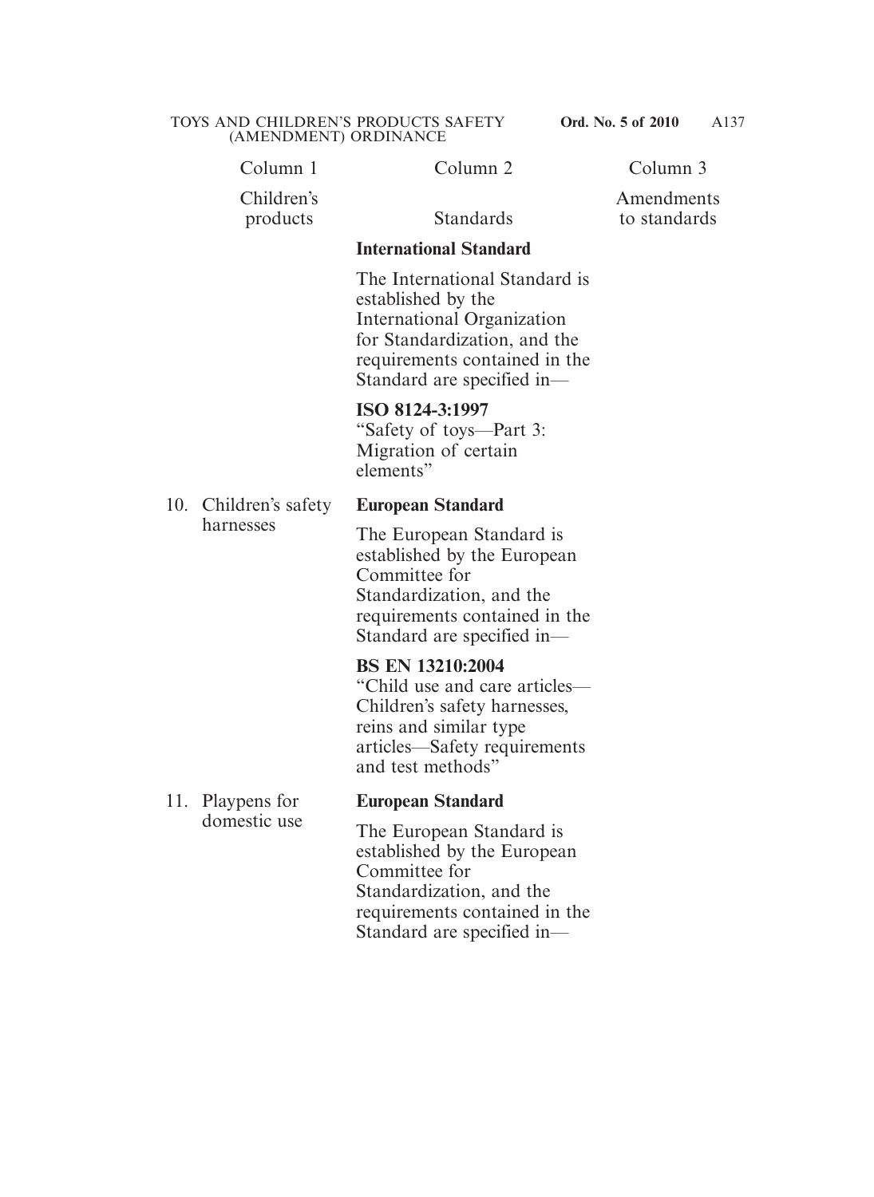| Column 1 | Column 2 | Column 3 |
|---|---|---|
| Children's products | Standards | Amendments to standards |
| | **International Standard**<br><br>The International Standard is established by the International Organization for Standardization, and the requirements contained in the Standard are specified in—<br><br>**ISO 8124-3:1997**<br>"Safety of toys—Part 3: Migration of certain elements" | |
| 10. Children's safety harnesses | **European Standard**<br><br>The European Standard is established by the European Committee for Standardization, and the requirements contained in the Standard are specified in—<br><br>**BS EN 13210:2004**<br>"Child use and care articles—Children's safety harnesses, reins and similar type articles—Safety requirements and test methods" | |
| 11. Playpens for domestic use | **European Standard**<br><br>The European Standard is established by the European Committee for Standardization, and the requirements contained in the Standard are specified in— | |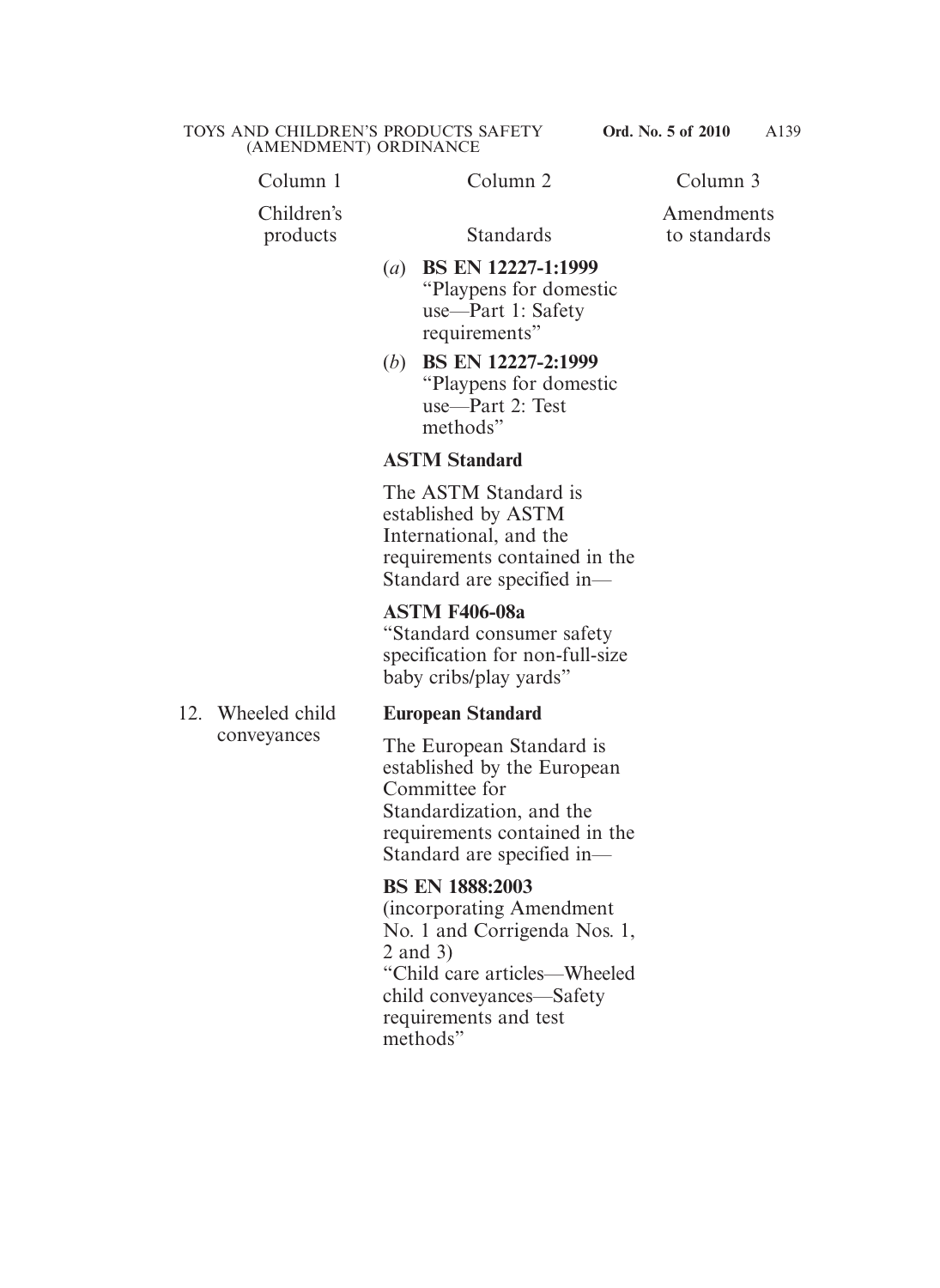| Column 1<br>Children's products | Column 2<br>Standards | Column 3<br>Amendments to standards |
|---|---|---|
| | (*a*) **BS EN 12227-1:1999** "Playpens for domestic use—Part 1: Safety requirements"<br>(*b*) **BS EN 12227-2:1999** "Playpens for domestic use—Part 2: Test methods"<br>**ASTM Standard**<br>The ASTM Standard is established by ASTM International, and the requirements contained in the Standard are specified in—<br>**ASTM F406-08a** "Standard consumer safety specification for non-full-size baby cribs/play yards" | |
| 12. Wheeled child conveyances | **European Standard**<br>The European Standard is established by the European Committee for Standardization, and the requirements contained in the Standard are specified in—<br>**BS EN 1888:2003** (incorporating Amendment No. 1 and Corrigenda Nos. 1, 2 and 3) "Child care articles—Wheeled child conveyances—Safety requirements and test methods" | |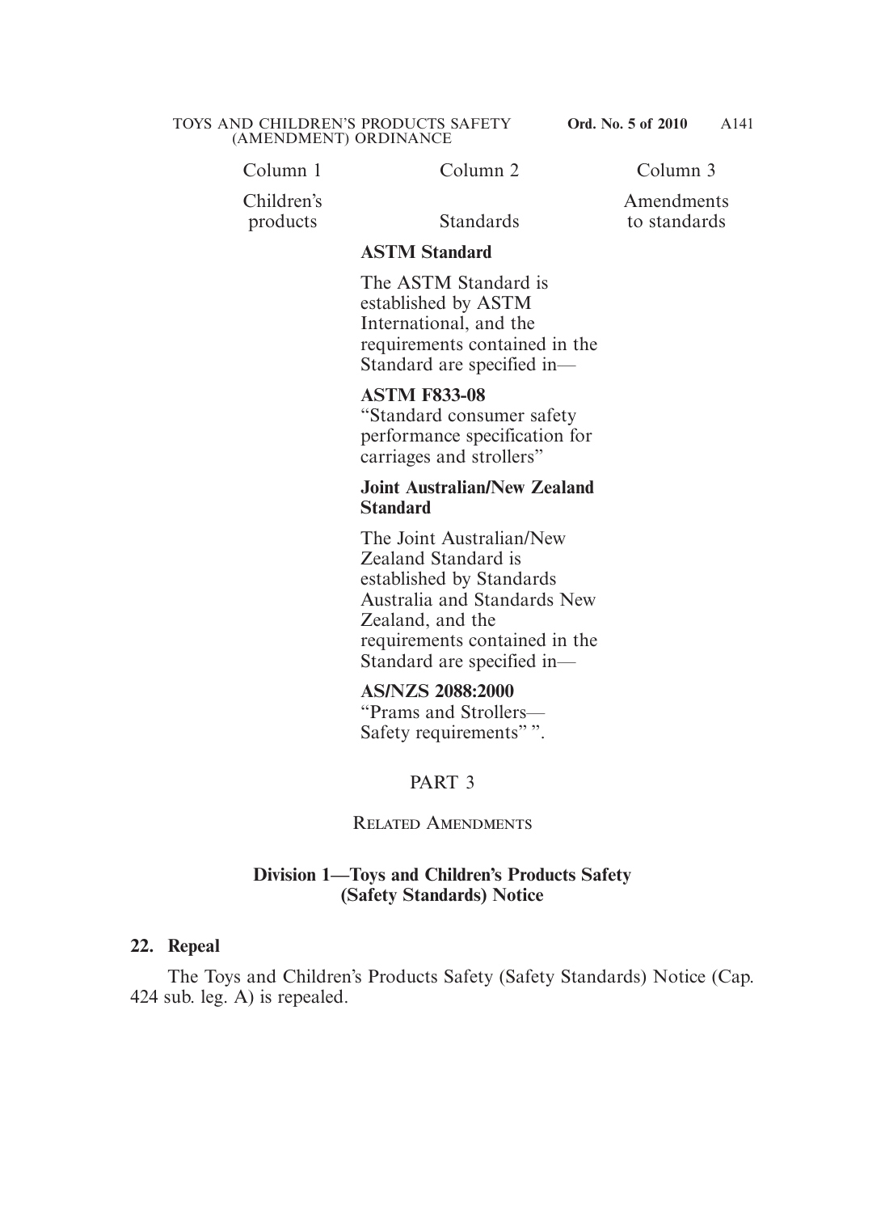| Column 1 | Column 2 | Column 3 |
|---|---|---|
| Children's products | Standards | Amendments to standards |
| | **ASTM Standard**<br><br>The ASTM Standard is established by ASTM International, and the requirements contained in the Standard are specified in—<br><br>**ASTM F833-08**<br>"Standard consumer safety performance specification for carriages and strollers"<br><br>**Joint Australian/New Zealand Standard**<br><br>The Joint Australian/New Zealand Standard is established by Standards Australia and Standards New Zealand, and the requirements contained in the Standard are specified in—<br><br>**AS/NZS 2088:2000**<br>"Prams and Strollers—Safety requirements" ". | |

PART 3

RELATED AMENDMENTS

**Division 1—Toys and Children's Products Safety (Safety Standards) Notice**

**22. Repeal**

The Toys and Children's Products Safety (Safety Standards) Notice (Cap. 424 sub. leg. A) is repealed.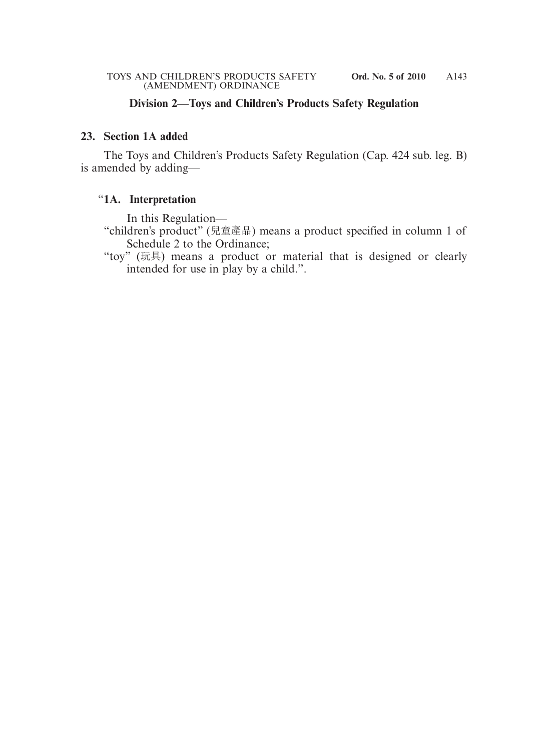## Division 2—Toys and Children's Products Safety Regulation

**23. Section 1A added**

The Toys and Children's Products Safety Regulation (Cap. 424 sub. leg. B) is amended by adding—

"**1A. Interpretation**

In this Regulation—

"children's product" (兒童產品) means a product specified in column 1 of Schedule 2 to the Ordinance;

"toy" (玩具) means a product or material that is designed or clearly intended for use in play by a child.".